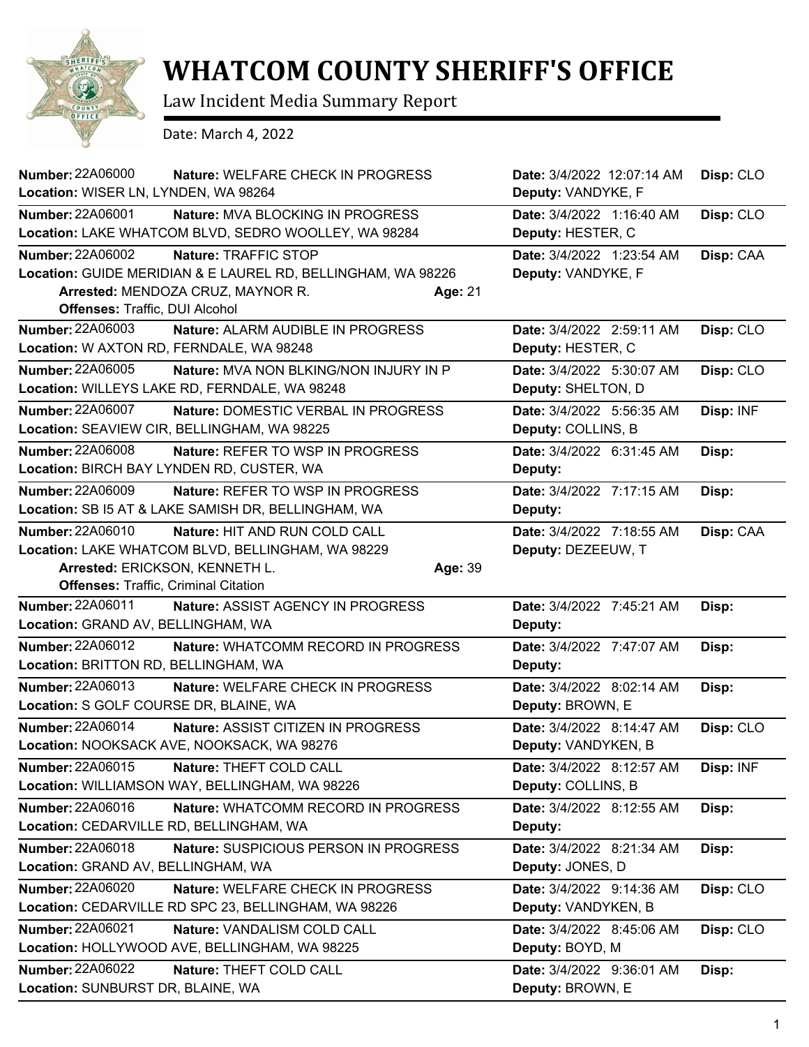# WHATCOM COUNTY SHERIFF'S OFFICE

Law Incident Media Summary Report

Date: March 4, 2022

| Number | Nature | Location | Date | Deputy | Disp |
|---|---|---|---|---|---|
| 22A06000 | WELFARE CHECK IN PROGRESS | WISER LN, LYNDEN, WA 98264 | 3/4/2022 12:07:14 AM | VANDYKE, F | CLO |
| 22A06001 | MVA BLOCKING IN PROGRESS | LAKE WHATCOM BLVD, SEDRO WOOLLEY, WA 98284 | 3/4/2022 1:16:40 AM | HESTER, C | CLO |
| 22A06002 | TRAFFIC STOP | GUIDE MERIDIAN & E LAUREL RD, BELLINGHAM, WA 98226 | 3/4/2022 1:23:54 AM | VANDYKE, F | CAA |
| 22A06003 | ALARM AUDIBLE IN PROGRESS | W AXTON RD, FERNDALE, WA 98248 | 3/4/2022 2:59:11 AM | HESTER, C | CLO |
| 22A06005 | MVA NON BLKING/NON INJURY IN P | WILLEYS LAKE RD, FERNDALE, WA 98248 | 3/4/2022 5:30:07 AM | SHELTON, D | CLO |
| 22A06007 | DOMESTIC VERBAL IN PROGRESS | SEAVIEW CIR, BELLINGHAM, WA 98225 | 3/4/2022 5:56:35 AM | COLLINS, B | INF |
| 22A06008 | REFER TO WSP IN PROGRESS | BIRCH BAY LYNDEN RD, CUSTER, WA | 3/4/2022 6:31:45 AM | | |
| 22A06009 | REFER TO WSP IN PROGRESS | SB I5 AT & LAKE SAMISH DR, BELLINGHAM, WA | 3/4/2022 7:17:15 AM | | |
| 22A06010 | HIT AND RUN COLD CALL | LAKE WHATCOM BLVD, BELLINGHAM, WA 98229 | 3/4/2022 7:18:55 AM | DEZEEUW, T | CAA |
| 22A06011 | ASSIST AGENCY IN PROGRESS | GRAND AV, BELLINGHAM, WA | 3/4/2022 7:45:21 AM | | |
| 22A06012 | WHATCOMM RECORD IN PROGRESS | BRITTON RD, BELLINGHAM, WA | 3/4/2022 7:47:07 AM | | |
| 22A06013 | WELFARE CHECK IN PROGRESS | S GOLF COURSE DR, BLAINE, WA | 3/4/2022 8:02:14 AM | BROWN, E | |
| 22A06014 | ASSIST CITIZEN IN PROGRESS | NOOKSACK AVE, NOOKSACK, WA 98276 | 3/4/2022 8:14:47 AM | VANDYKEN, B | CLO |
| 22A06015 | THEFT COLD CALL | WILLIAMSON WAY, BELLINGHAM, WA 98226 | 3/4/2022 8:12:57 AM | COLLINS, B | INF |
| 22A06016 | WHATCOMM RECORD IN PROGRESS | CEDARVILLE RD, BELLINGHAM, WA | 3/4/2022 8:12:55 AM | | |
| 22A06018 | SUSPICIOUS PERSON IN PROGRESS | GRAND AV, BELLINGHAM, WA | 3/4/2022 8:21:34 AM | JONES, D | |
| 22A06020 | WELFARE CHECK IN PROGRESS | CEDARVILLE RD SPC 23, BELLINGHAM, WA 98226 | 3/4/2022 9:14:36 AM | VANDYKEN, B | CLO |
| 22A06021 | VANDALISM COLD CALL | HOLLYWOOD AVE, BELLINGHAM, WA 98225 | 3/4/2022 8:45:06 AM | BOYD, M | CLO |
| 22A06022 | THEFT COLD CALL | SUNBURST DR, BLAINE, WA | 3/4/2022 9:36:01 AM | BROWN, E | |

**Arrests:**

| Number | Arrested | Age | Offenses |
|---|---|---|---|
| 22A06002 | MENDOZA CRUZ, MAYNOR R. | 21 | Traffic, DUI Alcohol |
| 22A06010 | ERICKSON, KENNETH L. | 39 | Traffic, Criminal Citation |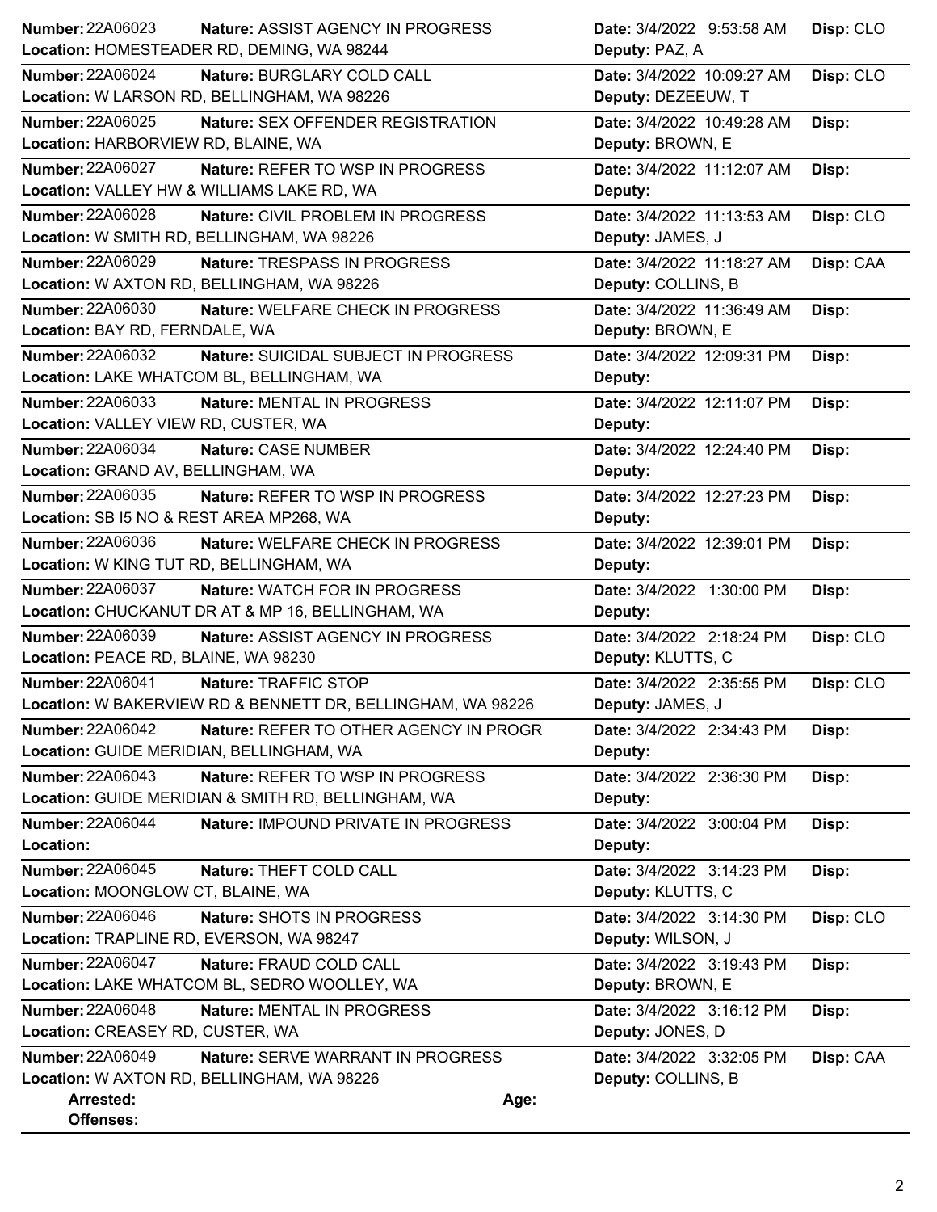**Number:** 22A06023 **Nature:** ASSIST AGENCY IN PROGRESS **Date:** 3/4/2022 9:53:58 AM **Disp:** CLO
**Location:** HOMESTEADER RD, DEMING, WA 98244 **Deputy:** PAZ, A

**Number:** 22A06024 **Nature:** BURGLARY COLD CALL **Date:** 3/4/2022 10:09:27 AM **Disp:** CLO
**Location:** W LARSON RD, BELLINGHAM, WA 98226 **Deputy:** DEZEEUW, T

**Number:** 22A06025 **Nature:** SEX OFFENDER REGISTRATION **Date:** 3/4/2022 10:49:28 AM **Disp:**
**Location:** HARBORVIEW RD, BLAINE, WA **Deputy:** BROWN, E

**Number:** 22A06027 **Nature:** REFER TO WSP IN PROGRESS **Date:** 3/4/2022 11:12:07 AM **Disp:**
**Location:** VALLEY HW & WILLIAMS LAKE RD, WA **Deputy:**

**Number:** 22A06028 **Nature:** CIVIL PROBLEM IN PROGRESS **Date:** 3/4/2022 11:13:53 AM **Disp:** CLO
**Location:** W SMITH RD, BELLINGHAM, WA 98226 **Deputy:** JAMES, J

**Number:** 22A06029 **Nature:** TRESPASS IN PROGRESS **Date:** 3/4/2022 11:18:27 AM **Disp:** CAA
**Location:** W AXTON RD, BELLINGHAM, WA 98226 **Deputy:** COLLINS, B

**Number:** 22A06030 **Nature:** WELFARE CHECK IN PROGRESS **Date:** 3/4/2022 11:36:49 AM **Disp:**
**Location:** BAY RD, FERNDALE, WA **Deputy:** BROWN, E

**Number:** 22A06032 **Nature:** SUICIDAL SUBJECT IN PROGRESS **Date:** 3/4/2022 12:09:31 PM **Disp:**
**Location:** LAKE WHATCOM BL, BELLINGHAM, WA **Deputy:**

**Number:** 22A06033 **Nature:** MENTAL IN PROGRESS **Date:** 3/4/2022 12:11:07 PM **Disp:**
**Location:** VALLEY VIEW RD, CUSTER, WA **Deputy:**

**Number:** 22A06034 **Nature:** CASE NUMBER **Date:** 3/4/2022 12:24:40 PM **Disp:**
**Location:** GRAND AV, BELLINGHAM, WA **Deputy:**

**Number:** 22A06035 **Nature:** REFER TO WSP IN PROGRESS **Date:** 3/4/2022 12:27:23 PM **Disp:**
**Location:** SB I5 NO & REST AREA MP268, WA **Deputy:**

**Number:** 22A06036 **Nature:** WELFARE CHECK IN PROGRESS **Date:** 3/4/2022 12:39:01 PM **Disp:**
**Location:** W KING TUT RD, BELLINGHAM, WA **Deputy:**

**Number:** 22A06037 **Nature:** WATCH FOR IN PROGRESS **Date:** 3/4/2022 1:30:00 PM **Disp:**
**Location:** CHUCKANUT DR AT & MP 16, BELLINGHAM, WA **Deputy:**

**Number:** 22A06039 **Nature:** ASSIST AGENCY IN PROGRESS **Date:** 3/4/2022 2:18:24 PM **Disp:** CLO
**Location:** PEACE RD, BLAINE, WA 98230 **Deputy:** KLUTTS, C

**Number:** 22A06041 **Nature:** TRAFFIC STOP **Date:** 3/4/2022 2:35:55 PM **Disp:** CLO
**Location:** W BAKERVIEW RD & BENNETT DR, BELLINGHAM, WA 98226 **Deputy:** JAMES, J

**Number:** 22A06042 **Nature:** REFER TO OTHER AGENCY IN PROGR **Date:** 3/4/2022 2:34:43 PM **Disp:**
**Location:** GUIDE MERIDIAN, BELLINGHAM, WA **Deputy:**

**Number:** 22A06043 **Nature:** REFER TO WSP IN PROGRESS **Date:** 3/4/2022 2:36:30 PM **Disp:**
**Location:** GUIDE MERIDIAN & SMITH RD, BELLINGHAM, WA **Deputy:**

**Number:** 22A06044 **Nature:** IMPOUND PRIVATE IN PROGRESS **Date:** 3/4/2022 3:00:04 PM **Disp:**
**Location:** **Deputy:**

**Number:** 22A06045 **Nature:** THEFT COLD CALL **Date:** 3/4/2022 3:14:23 PM **Disp:**
**Location:** MOONGLOW CT, BLAINE, WA **Deputy:** KLUTTS, C

**Number:** 22A06046 **Nature:** SHOTS IN PROGRESS **Date:** 3/4/2022 3:14:30 PM **Disp:** CLO
**Location:** TRAPLINE RD, EVERSON, WA 98247 **Deputy:** WILSON, J

**Number:** 22A06047 **Nature:** FRAUD COLD CALL **Date:** 3/4/2022 3:19:43 PM **Disp:**
**Location:** LAKE WHATCOM BL, SEDRO WOOLLEY, WA **Deputy:** BROWN, E

**Number:** 22A06048 **Nature:** MENTAL IN PROGRESS **Date:** 3/4/2022 3:16:12 PM **Disp:**
**Location:** CREASEY RD, CUSTER, WA **Deputy:** JONES, D

**Number:** 22A06049 **Nature:** SERVE WARRANT IN PROGRESS **Date:** 3/4/2022 3:32:05 PM **Disp:** CAA
**Location:** W AXTON RD, BELLINGHAM, WA 98226 **Deputy:** COLLINS, B
**Arrested:** **Age:**
**Offenses:**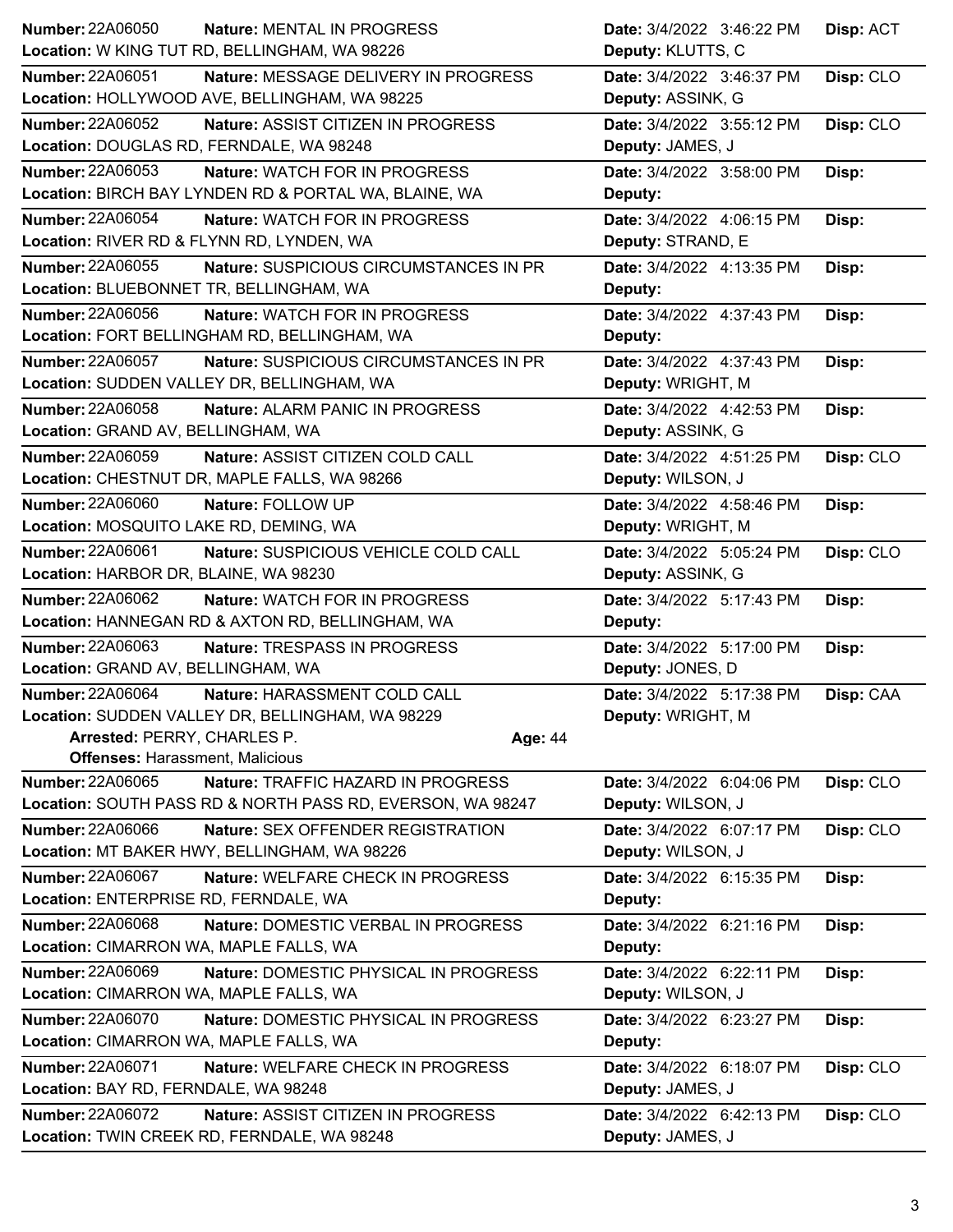**Number:** 22A06050 **Nature:** MENTAL IN PROGRESS **Date:** 3/4/2022 3:46:22 PM **Disp:** ACT
**Location:** W KING TUT RD, BELLINGHAM, WA 98226 **Deputy:** KLUTTS, C

---

**Number:** 22A06051 **Nature:** MESSAGE DELIVERY IN PROGRESS **Date:** 3/4/2022 3:46:37 PM **Disp:** CLO
**Location:** HOLLYWOOD AVE, BELLINGHAM, WA 98225 **Deputy:** ASSINK, G

---

**Number:** 22A06052 **Nature:** ASSIST CITIZEN IN PROGRESS **Date:** 3/4/2022 3:55:12 PM **Disp:** CLO
**Location:** DOUGLAS RD, FERNDALE, WA 98248 **Deputy:** JAMES, J

---

**Number:** 22A06053 **Nature:** WATCH FOR IN PROGRESS **Date:** 3/4/2022 3:58:00 PM **Disp:**
**Location:** BIRCH BAY LYNDEN RD & PORTAL WA, BLAINE, WA **Deputy:**

---

**Number:** 22A06054 **Nature:** WATCH FOR IN PROGRESS **Date:** 3/4/2022 4:06:15 PM **Disp:**
**Location:** RIVER RD & FLYNN RD, LYNDEN, WA **Deputy:** STRAND, E

---

**Number:** 22A06055 **Nature:** SUSPICIOUS CIRCUMSTANCES IN PR **Date:** 3/4/2022 4:13:35 PM **Disp:**
**Location:** BLUEBONNET TR, BELLINGHAM, WA **Deputy:**

---

**Number:** 22A06056 **Nature:** WATCH FOR IN PROGRESS **Date:** 3/4/2022 4:37:43 PM **Disp:**
**Location:** FORT BELLINGHAM RD, BELLINGHAM, WA **Deputy:**

---

**Number:** 22A06057 **Nature:** SUSPICIOUS CIRCUMSTANCES IN PR **Date:** 3/4/2022 4:37:43 PM **Disp:**
**Location:** SUDDEN VALLEY DR, BELLINGHAM, WA **Deputy:** WRIGHT, M

---

**Number:** 22A06058 **Nature:** ALARM PANIC IN PROGRESS **Date:** 3/4/2022 4:42:53 PM **Disp:**
**Location:** GRAND AV, BELLINGHAM, WA **Deputy:** ASSINK, G

---

**Number:** 22A06059 **Nature:** ASSIST CITIZEN COLD CALL **Date:** 3/4/2022 4:51:25 PM **Disp:** CLO
**Location:** CHESTNUT DR, MAPLE FALLS, WA 98266 **Deputy:** WILSON, J

---

**Number:** 22A06060 **Nature:** FOLLOW UP **Date:** 3/4/2022 4:58:46 PM **Disp:**
**Location:** MOSQUITO LAKE RD, DEMING, WA **Deputy:** WRIGHT, M

---

**Number:** 22A06061 **Nature:** SUSPICIOUS VEHICLE COLD CALL **Date:** 3/4/2022 5:05:24 PM **Disp:** CLO
**Location:** HARBOR DR, BLAINE, WA 98230 **Deputy:** ASSINK, G

---

**Number:** 22A06062 **Nature:** WATCH FOR IN PROGRESS **Date:** 3/4/2022 5:17:43 PM **Disp:**
**Location:** HANNEGAN RD & AXTON RD, BELLINGHAM, WA **Deputy:**

---

**Number:** 22A06063 **Nature:** TRESPASS IN PROGRESS **Date:** 3/4/2022 5:17:00 PM **Disp:**
**Location:** GRAND AV, BELLINGHAM, WA **Deputy:** JONES, D

---

**Number:** 22A06064 **Nature:** HARASSMENT COLD CALL **Date:** 3/4/2022 5:17:38 PM **Disp:** CAA
**Location:** SUDDEN VALLEY DR, BELLINGHAM, WA 98229 **Deputy:** WRIGHT, M
**Arrested:** PERRY, CHARLES P. **Age:** 44
**Offenses:** Harassment, Malicious

---

**Number:** 22A06065 **Nature:** TRAFFIC HAZARD IN PROGRESS **Date:** 3/4/2022 6:04:06 PM **Disp:** CLO
**Location:** SOUTH PASS RD & NORTH PASS RD, EVERSON, WA 98247 **Deputy:** WILSON, J

---

**Number:** 22A06066 **Nature:** SEX OFFENDER REGISTRATION **Date:** 3/4/2022 6:07:17 PM **Disp:** CLO
**Location:** MT BAKER HWY, BELLINGHAM, WA 98226 **Deputy:** WILSON, J

---

**Number:** 22A06067 **Nature:** WELFARE CHECK IN PROGRESS **Date:** 3/4/2022 6:15:35 PM **Disp:**
**Location:** ENTERPRISE RD, FERNDALE, WA **Deputy:**

---

**Number:** 22A06068 **Nature:** DOMESTIC VERBAL IN PROGRESS **Date:** 3/4/2022 6:21:16 PM **Disp:**
**Location:** CIMARRON WA, MAPLE FALLS, WA **Deputy:**

---

**Number:** 22A06069 **Nature:** DOMESTIC PHYSICAL IN PROGRESS **Date:** 3/4/2022 6:22:11 PM **Disp:**
**Location:** CIMARRON WA, MAPLE FALLS, WA **Deputy:** WILSON, J

---

**Number:** 22A06070 **Nature:** DOMESTIC PHYSICAL IN PROGRESS **Date:** 3/4/2022 6:23:27 PM **Disp:**
**Location:** CIMARRON WA, MAPLE FALLS, WA **Deputy:**

---

**Number:** 22A06071 **Nature:** WELFARE CHECK IN PROGRESS **Date:** 3/4/2022 6:18:07 PM **Disp:** CLO
**Location:** BAY RD, FERNDALE, WA 98248 **Deputy:** JAMES, J

---

**Number:** 22A06072 **Nature:** ASSIST CITIZEN IN PROGRESS **Date:** 3/4/2022 6:42:13 PM **Disp:** CLO
**Location:** TWIN CREEK RD, FERNDALE, WA 98248 **Deputy:** JAMES, J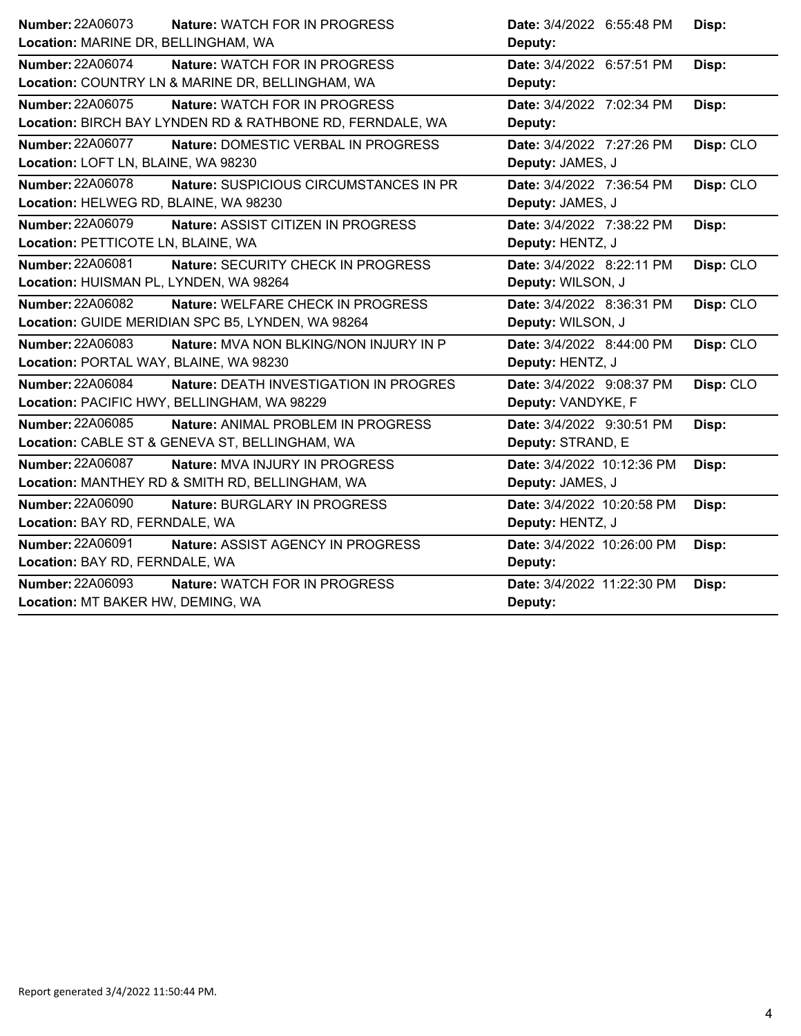**Number:** 22A06073 **Nature:** WATCH FOR IN PROGRESS **Date:** 3/4/2022 6:55:48 PM **Disp:**
**Location:** MARINE DR, BELLINGHAM, WA **Deputy:**

**Number:** 22A06074 **Nature:** WATCH FOR IN PROGRESS **Date:** 3/4/2022 6:57:51 PM **Disp:**
**Location:** COUNTRY LN & MARINE DR, BELLINGHAM, WA **Deputy:**

**Number:** 22A06075 **Nature:** WATCH FOR IN PROGRESS **Date:** 3/4/2022 7:02:34 PM **Disp:**
**Location:** BIRCH BAY LYNDEN RD & RATHBONE RD, FERNDALE, WA **Deputy:**

**Number:** 22A06077 **Nature:** DOMESTIC VERBAL IN PROGRESS **Date:** 3/4/2022 7:27:26 PM **Disp:** CLO
**Location:** LOFT LN, BLAINE, WA 98230 **Deputy:** JAMES, J

**Number:** 22A06078 **Nature:** SUSPICIOUS CIRCUMSTANCES IN PR **Date:** 3/4/2022 7:36:54 PM **Disp:** CLO
**Location:** HELWEG RD, BLAINE, WA 98230 **Deputy:** JAMES, J

**Number:** 22A06079 **Nature:** ASSIST CITIZEN IN PROGRESS **Date:** 3/4/2022 7:38:22 PM **Disp:**
**Location:** PETTICOTE LN, BLAINE, WA **Deputy:** HENTZ, J

**Number:** 22A06081 **Nature:** SECURITY CHECK IN PROGRESS **Date:** 3/4/2022 8:22:11 PM **Disp:** CLO
**Location:** HUISMAN PL, LYNDEN, WA 98264 **Deputy:** WILSON, J

**Number:** 22A06082 **Nature:** WELFARE CHECK IN PROGRESS **Date:** 3/4/2022 8:36:31 PM **Disp:** CLO
**Location:** GUIDE MERIDIAN SPC B5, LYNDEN, WA 98264 **Deputy:** WILSON, J

**Number:** 22A06083 **Nature:** MVA NON BLKING/NON INJURY IN P **Date:** 3/4/2022 8:44:00 PM **Disp:** CLO
**Location:** PORTAL WAY, BLAINE, WA 98230 **Deputy:** HENTZ, J

**Number:** 22A06084 **Nature:** DEATH INVESTIGATION IN PROGRES **Date:** 3/4/2022 9:08:37 PM **Disp:** CLO
**Location:** PACIFIC HWY, BELLINGHAM, WA 98229 **Deputy:** VANDYKE, F

**Number:** 22A06085 **Nature:** ANIMAL PROBLEM IN PROGRESS **Date:** 3/4/2022 9:30:51 PM **Disp:**
**Location:** CABLE ST & GENEVA ST, BELLINGHAM, WA **Deputy:** STRAND, E

**Number:** 22A06087 **Nature:** MVA INJURY IN PROGRESS **Date:** 3/4/2022 10:12:36 PM **Disp:**
**Location:** MANTHEY RD & SMITH RD, BELLINGHAM, WA **Deputy:** JAMES, J

**Number:** 22A06090 **Nature:** BURGLARY IN PROGRESS **Date:** 3/4/2022 10:20:58 PM **Disp:**
**Location:** BAY RD, FERNDALE, WA **Deputy:** HENTZ, J

**Number:** 22A06091 **Nature:** ASSIST AGENCY IN PROGRESS **Date:** 3/4/2022 10:26:00 PM **Disp:**
**Location:** BAY RD, FERNDALE, WA **Deputy:**

**Number:** 22A06093 **Nature:** WATCH FOR IN PROGRESS **Date:** 3/4/2022 11:22:30 PM **Disp:**
**Location:** MT BAKER HW, DEMING, WA **Deputy:**

Report generated 3/4/2022 11:50:44 PM.